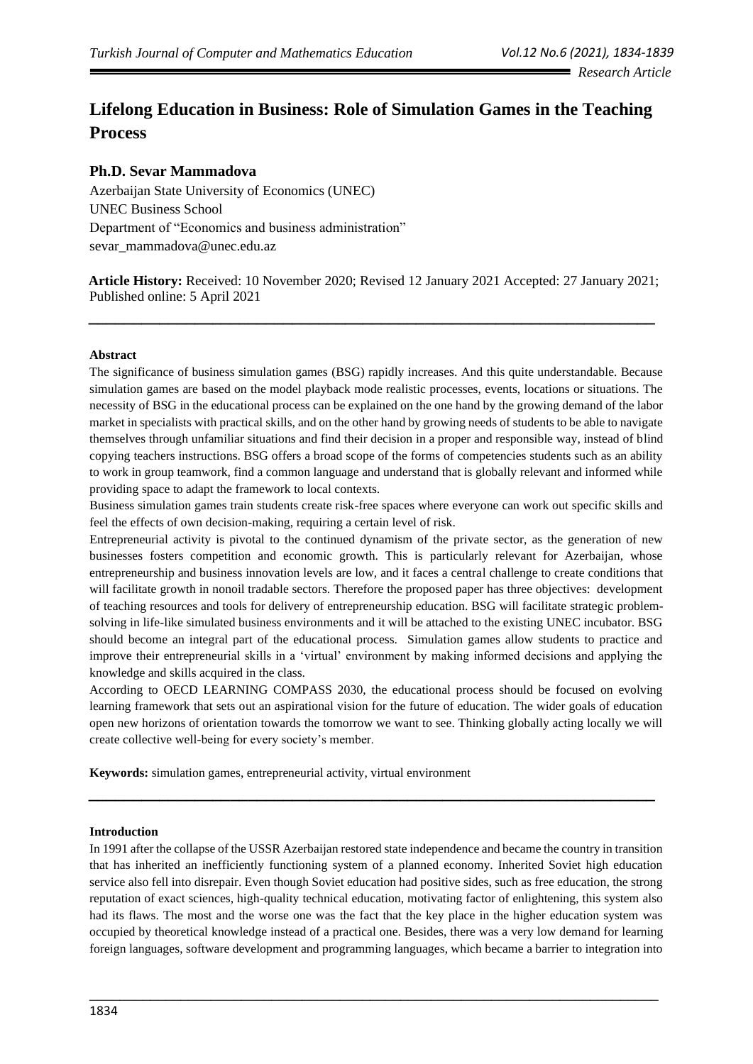# Lifelong Education in Business: Role of Simulation Games in the Teaching Process

## Ph.D. Sevar Mammadova

Azerbaijan State University of Economics (UNEC)
UNEC Business School
Department of "Economics and business administration"
sevar_mammadova@unec.edu.az

**Article History:** Received: 10 November 2020; Revised 12 January 2021 Accepted: 27 January 2021; Published online: 5 April 2021

---

**Abstract**

The significance of business simulation games (BSG) rapidly increases. And this quite understandable. Because simulation games are based on the model playback mode realistic processes, events, locations or situations. The necessity of BSG in the educational process can be explained on the one hand by the growing demand of the labor market in specialists with practical skills, and on the other hand by growing needs of students to be able to navigate themselves through unfamiliar situations and find their decision in a proper and responsible way, instead of blind copying teachers instructions. BSG offers a broad scope of the forms of competencies students such as an ability to work in group teamwork, find a common language and understand that is globally relevant and informed while providing space to adapt the framework to local contexts.

Business simulation games train students create risk-free spaces where everyone can work out specific skills and feel the effects of own decision-making, requiring a certain level of risk.

Entrepreneurial activity is pivotal to the continued dynamism of the private sector, as the generation of new businesses fosters competition and economic growth. This is particularly relevant for Azerbaijan, whose entrepreneurship and business innovation levels are low, and it faces a central challenge to create conditions that will facilitate growth in nonoil tradable sectors. Therefore the proposed paper has three objectives: development of teaching resources and tools for delivery of entrepreneurship education. BSG will facilitate strategic problem-solving in life-like simulated business environments and it will be attached to the existing UNEC incubator. BSG should become an integral part of the educational process. Simulation games allow students to practice and improve their entrepreneurial skills in a 'virtual' environment by making informed decisions and applying the knowledge and skills acquired in the class.

According to OECD LEARNING COMPASS 2030, the educational process should be focused on evolving learning framework that sets out an aspirational vision for the future of education. The wider goals of education open new horizons of orientation towards the tomorrow we want to see. Thinking globally acting locally we will create collective well-being for every society's member.

**Keywords:** simulation games, entrepreneurial activity, virtual environment

---

**Introduction**

In 1991 after the collapse of the USSR Azerbaijan restored state independence and became the country in transition that has inherited an inefficiently functioning system of a planned economy. Inherited Soviet high education service also fell into disrepair. Even though Soviet education had positive sides, such as free education, the strong reputation of exact sciences, high-quality technical education, motivating factor of enlightening, this system also had its flaws. The most and the worse one was the fact that the key place in the higher education system was occupied by theoretical knowledge instead of a practical one. Besides, there was a very low demand for learning foreign languages, software development and programming languages, which became a barrier to integration into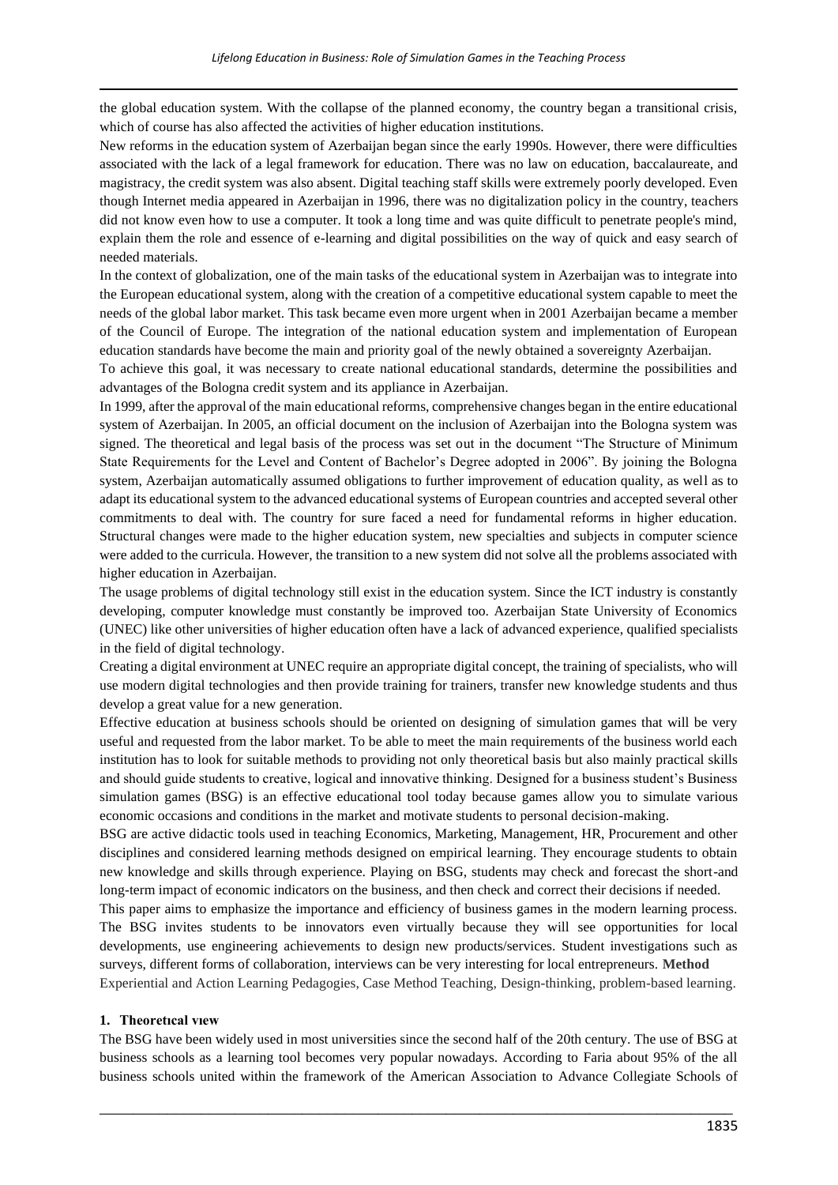the global education system. With the collapse of the planned economy, the country began a transitional crisis, which of course has also affected the activities of higher education institutions.

New reforms in the education system of Azerbaijan began since the early 1990s. However, there were difficulties associated with the lack of a legal framework for education. There was no law on education, baccalaureate, and magistracy, the credit system was also absent. Digital teaching staff skills were extremely poorly developed. Even though Internet media appeared in Azerbaijan in 1996, there was no digitalization policy in the country, teachers did not know even how to use a computer. It took a long time and was quite difficult to penetrate people's mind, explain them the role and essence of e-learning and digital possibilities on the way of quick and easy search of needed materials.

In the context of globalization, one of the main tasks of the educational system in Azerbaijan was to integrate into the European educational system, along with the creation of a competitive educational system capable to meet the needs of the global labor market. This task became even more urgent when in 2001 Azerbaijan became a member of the Council of Europe. The integration of the national education system and implementation of European education standards have become the main and priority goal of the newly obtained a sovereignty Azerbaijan.

To achieve this goal, it was necessary to create national educational standards, determine the possibilities and advantages of the Bologna credit system and its appliance in Azerbaijan.

In 1999, after the approval of the main educational reforms, comprehensive changes began in the entire educational system of Azerbaijan. In 2005, an official document on the inclusion of Azerbaijan into the Bologna system was signed. The theoretical and legal basis of the process was set out in the document "The Structure of Minimum State Requirements for the Level and Content of Bachelor's Degree adopted in 2006". By joining the Bologna system, Azerbaijan automatically assumed obligations to further improvement of education quality, as well as to adapt its educational system to the advanced educational systems of European countries and accepted several other commitments to deal with. The country for sure faced a need for fundamental reforms in higher education. Structural changes were made to the higher education system, new specialties and subjects in computer science were added to the curricula. However, the transition to a new system did not solve all the problems associated with higher education in Azerbaijan.

The usage problems of digital technology still exist in the education system. Since the ICT industry is constantly developing, computer knowledge must constantly be improved too. Azerbaijan State University of Economics (UNEC) like other universities of higher education often have a lack of advanced experience, qualified specialists in the field of digital technology.

Creating a digital environment at UNEC require an appropriate digital concept, the training of specialists, who will use modern digital technologies and then provide training for trainers, transfer new knowledge students and thus develop a great value for a new generation.

Effective education at business schools should be oriented on designing of simulation games that will be very useful and requested from the labor market. To be able to meet the main requirements of the business world each institution has to look for suitable methods to providing not only theoretical basis but also mainly practical skills and should guide students to creative, logical and innovative thinking. Designed for a business student's Business simulation games (BSG) is an effective educational tool today because games allow you to simulate various economic occasions and conditions in the market and motivate students to personal decision-making.

BSG are active didactic tools used in teaching Economics, Marketing, Management, HR, Procurement and other disciplines and considered learning methods designed on empirical learning. They encourage students to obtain new knowledge and skills through experience. Playing on BSG, students may check and forecast the short-and long-term impact of economic indicators on the business, and then check and correct their decisions if needed.

This paper aims to emphasize the importance and efficiency of business games in the modern learning process. The BSG invites students to be innovators even virtually because they will see opportunities for local developments, use engineering achievements to design new products/services. Student investigations such as surveys, different forms of collaboration, interviews can be very interesting for local entrepreneurs. **Method**

Experiential and Action Learning Pedagogies, Case Method Teaching, Design-thinking, problem-based learning.

## 1. Theoretical view

The BSG have been widely used in most universities since the second half of the 20th century. The use of BSG at business schools as a learning tool becomes very popular nowadays. According to Faria about 95% of the all business schools united within the framework of the American Association to Advance Collegiate Schools of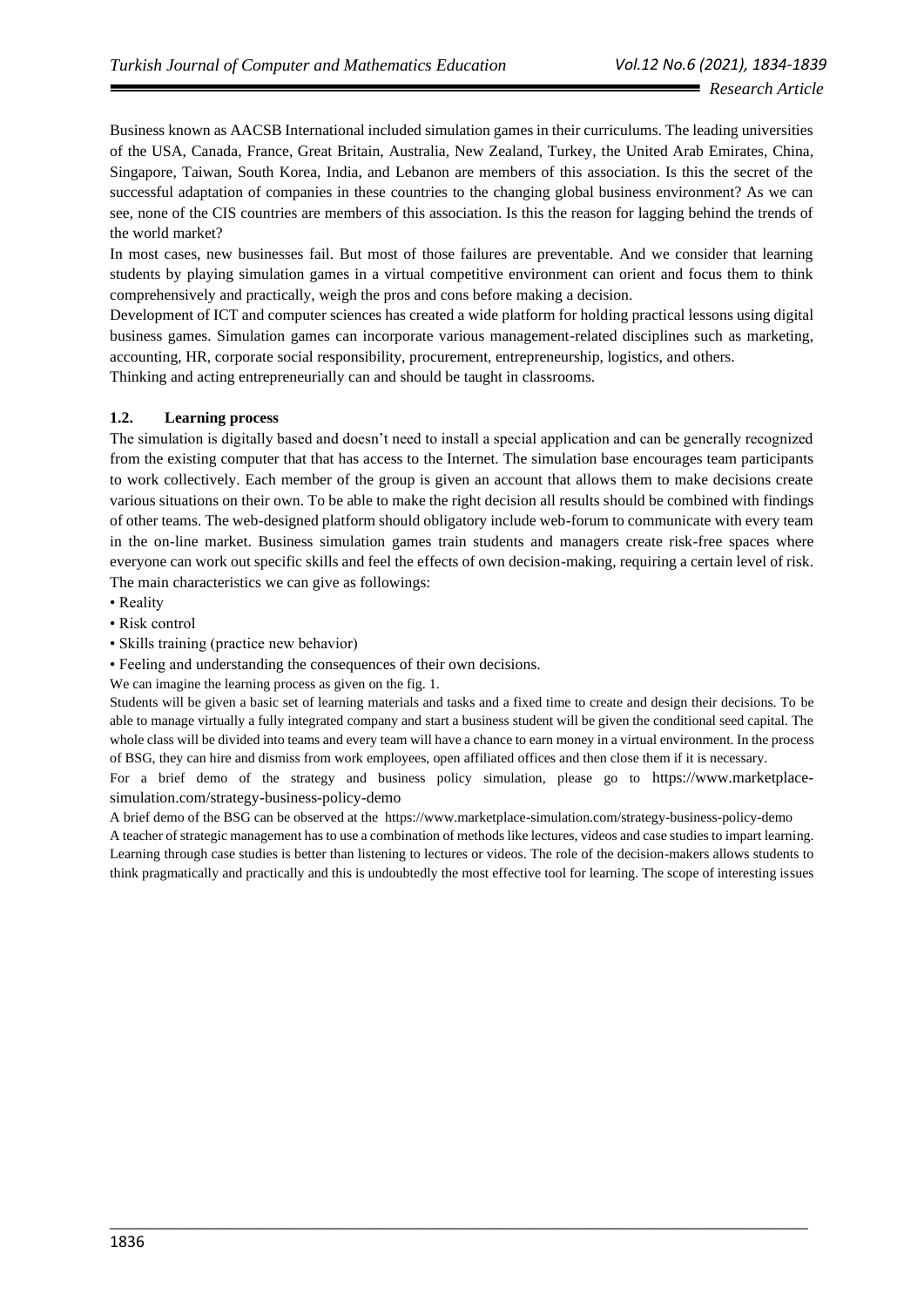Business known as AACSB International included simulation games in their curriculums. The leading universities of the USA, Canada, France, Great Britain, Australia, New Zealand, Turkey, the United Arab Emirates, China, Singapore, Taiwan, South Korea, India, and Lebanon are members of this association. Is this the secret of the successful adaptation of companies in these countries to the changing global business environment? As we can see, none of the CIS countries are members of this association. Is this the reason for lagging behind the trends of the world market?

In most cases, new businesses fail. But most of those failures are preventable. And we consider that learning students by playing simulation games in a virtual competitive environment can orient and focus them to think comprehensively and practically, weigh the pros and cons before making a decision.

Development of ICT and computer sciences has created a wide platform for holding practical lessons using digital business games. Simulation games can incorporate various management-related disciplines such as marketing, accounting, HR, corporate social responsibility, procurement, entrepreneurship, logistics, and others.

Thinking and acting entrepreneurially can and should be taught in classrooms.

### 1.2. Learning process

The simulation is digitally based and doesn't need to install a special application and can be generally recognized from the existing computer that that has access to the Internet. The simulation base encourages team participants to work collectively. Each member of the group is given an account that allows them to make decisions create various situations on their own. To be able to make the right decision all results should be combined with findings of other teams. The web-designed platform should obligatory include web-forum to communicate with every team in the on-line market. Business simulation games train students and managers create risk-free spaces where everyone can work out specific skills and feel the effects of own decision-making, requiring a certain level of risk. The main characteristics we can give as followings:

- Reality
- Risk control
- Skills training (practice new behavior)
- Feeling and understanding the consequences of their own decisions.

We can imagine the learning process as given on the fig. 1.

Students will be given a basic set of learning materials and tasks and a fixed time to create and design their decisions. To be able to manage virtually a fully integrated company and start a business student will be given the conditional seed capital. The whole class will be divided into teams and every team will have a chance to earn money in a virtual environment. In the process of BSG, they can hire and dismiss from work employees, open affiliated offices and then close them if it is necessary.

For a brief demo of the strategy and business policy simulation, please go to https://www.marketplace-simulation.com/strategy-business-policy-demo

A brief demo of the BSG can be observed at the https://www.marketplace-simulation.com/strategy-business-policy-demo

A teacher of strategic management has to use a combination of methods like lectures, videos and case studies to impart learning. Learning through case studies is better than listening to lectures or videos. The role of the decision-makers allows students to think pragmatically and practically and this is undoubtedly the most effective tool for learning. The scope of interesting issues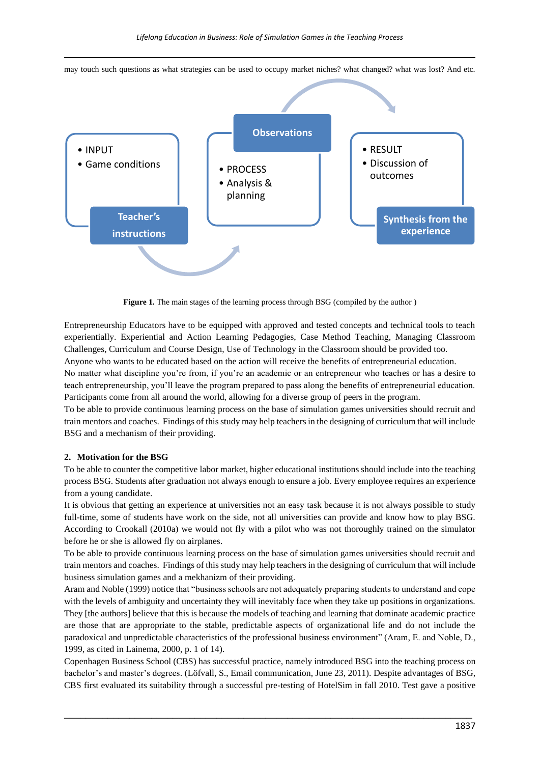may touch such questions as what strategies can be used to occupy market niches? what changed? what was lost? And etc.

- INPUT
- Game conditions

Teacher's instructions

Observations

- PROCESS
- Analysis & planning

- RESULT
- Discussion of outcomes

Synthesis from the experience

**Figure 1.** The main stages of the learning process through BSG (compiled by the author )

Entrepreneurship Educators have to be equipped with approved and tested concepts and technical tools to teach experientially. Experiential and Action Learning Pedagogies, Case Method Teaching, Managing Classroom Challenges, Curriculum and Course Design, Use of Technology in the Classroom should be provided too.

Anyone who wants to be educated based on the action will receive the benefits of entrepreneurial education.

No matter what discipline you're from, if you're an academic or an entrepreneur who teaches or has a desire to teach entrepreneurship, you'll leave the program prepared to pass along the benefits of entrepreneurial education. Participants come from all around the world, allowing for a diverse group of peers in the program.

To be able to provide continuous learning process on the base of simulation games universities should recruit and train mentors and coaches. Findings of this study may help teachers in the designing of curriculum that will include BSG and a mechanism of their providing.

## 2. Motivation for the BSG

To be able to counter the competitive labor market, higher educational institutions should include into the teaching process BSG. Students after graduation not always enough to ensure a job. Every employee requires an experience from a young candidate.

It is obvious that getting an experience at universities not an easy task because it is not always possible to study full-time, some of students have work on the side, not all universities can provide and know how to play BSG. According to Crookall (2010a) we would not fly with a pilot who was not thoroughly trained on the simulator before he or she is allowed fly on airplanes.

To be able to provide continuous learning process on the base of simulation games universities should recruit and train mentors and coaches. Findings of this study may help teachers in the designing of curriculum that will include business simulation games and a mekhanizm of their providing.

Aram and Noble (1999) notice that "business schools are not adequately preparing students to understand and cope with the levels of ambiguity and uncertainty they will inevitably face when they take up positions in organizations. They [the authors] believe that this is because the models of teaching and learning that dominate academic practice are those that are appropriate to the stable, predictable aspects of organizational life and do not include the paradoxical and unpredictable characteristics of the professional business environment" (Aram, E. and Noble, D., 1999, as cited in Lainema, 2000, p. 1 of 14).

Copenhagen Business School (CBS) has successful practice, namely introduced BSG into the teaching process on bachelor's and master's degrees. (Löfvall, S., Email communication, June 23, 2011). Despite advantages of BSG, CBS first evaluated its suitability through a successful pre-testing of HotelSim in fall 2010. Test gave a positive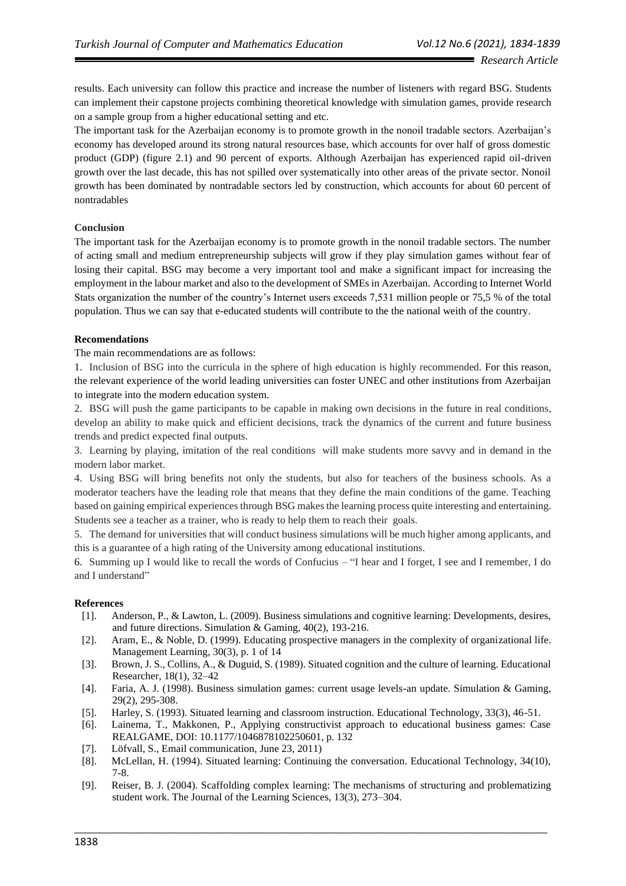results. Each university can follow this practice and increase the number of listeners with regard BSG. Students can implement their capstone projects combining theoretical knowledge with simulation games, provide research on a sample group from a higher educational setting and etc.

The important task for the Azerbaijan economy is to promote growth in the nonoil tradable sectors. Azerbaijan's economy has developed around its strong natural resources base, which accounts for over half of gross domestic product (GDP) (figure 2.1) and 90 percent of exports. Although Azerbaijan has experienced rapid oil-driven growth over the last decade, this has not spilled over systematically into other areas of the private sector. Nonoil growth has been dominated by nontradable sectors led by construction, which accounts for about 60 percent of nontradables

**Conclusion**

The important task for the Azerbaijan economy is to promote growth in the nonoil tradable sectors. The number of acting small and medium entrepreneurship subjects will grow if they play simulation games without fear of losing their capital. BSG may become a very important tool and make a significant impact for increasing the employment in the labour market and also to the development of SMEs in Azerbaijan. According to Internet World Stats organization the number of the country's Internet users exceeds 7,531 million people or 75,5 % of the total population. Thus we can say that e-educated students will contribute to the the national weith of the country.

**Recomendations**

The main recommendations are as follows:

1. Inclusion of BSG into the curricula in the sphere of high education is highly recommended. For this reason, the relevant experience of the world leading universities can foster UNEC and other institutions from Azerbaijan to integrate into the modern education system.
2. BSG will push the game participants to be capable in making own decisions in the future in real conditions, develop an ability to make quick and efficient decisions, track the dynamics of the current and future business trends and predict expected final outputs.
3. Learning by playing, imitation of the real conditions will make students more savvy and in demand in the modern labor market.
4. Using BSG will bring benefits not only the students, but also for teachers of the business schools. As a moderator teachers have the leading role that means that they define the main conditions of the game. Teaching based on gaining empirical experiences through BSG makes the learning process quite interesting and entertaining. Students see a teacher as a trainer, who is ready to help them to reach their goals.
5. The demand for universities that will conduct business simulations will be much higher among applicants, and this is a guarantee of a high rating of the University among educational institutions.
6. Summing up I would like to recall the words of Confucius – "I hear and I forget, I see and I remember, I do and I understand"

**References**

[1]. Anderson, P., & Lawton, L. (2009). Business simulations and cognitive learning: Developments, desires, and future directions. Simulation & Gaming, 40(2), 193-216.

[2]. Aram, E., & Noble, D. (1999). Educating prospective managers in the complexity of organizational life. Management Learning, 30(3), p. 1 of 14

[3]. Brown, J. S., Collins, A., & Duguid, S. (1989). Situated cognition and the culture of learning. Educational Researcher, 18(1), 32–42

[4]. Faria, A. J. (1998). Business simulation games: current usage levels-an update. Simulation & Gaming, 29(2), 295-308.

[5]. Harley, S. (1993). Situated learning and classroom instruction. Educational Technology, 33(3), 46-51.

[6]. Lainema, T., Makkonen, P., Applying constructivist approach to educational business games: Case REALGAME, DOI: 10.1177/1046878102250601, p. 132

[7]. Löfvall, S., Email communication, June 23, 2011)

[8]. McLellan, H. (1994). Situated learning: Continuing the conversation. Educational Technology, 34(10), 7-8.

[9]. Reiser, B. J. (2004). Scaffolding complex learning: The mechanisms of structuring and problematizing student work. The Journal of the Learning Sciences, 13(3), 273–304.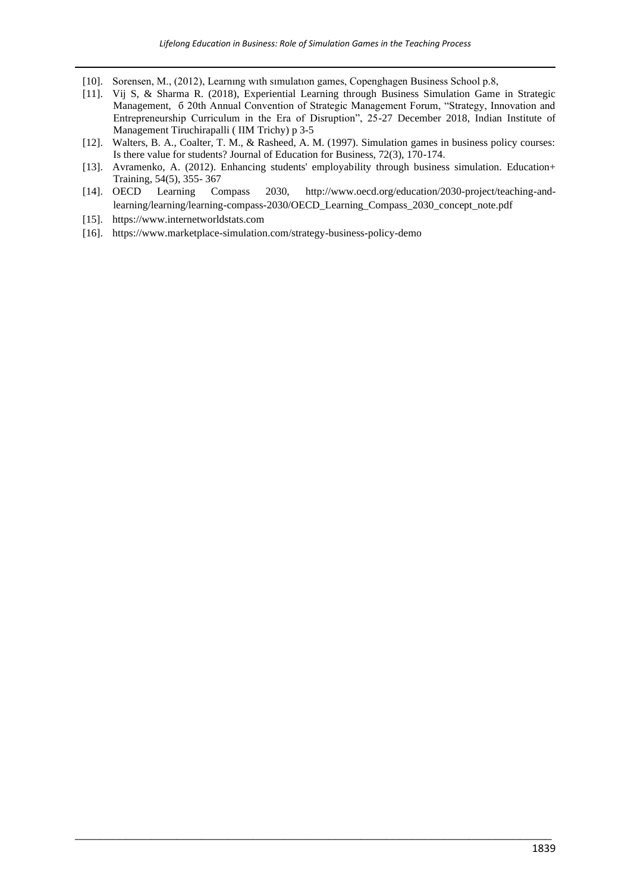[10]. Sorensen, M., (2012), Learnıng wıth sımulatıon games, Copenghagen Business School p.8,

[11]. Vij S, & Sharma R. (2018), Experiential Learning through Business Simulation Game in Strategic Management, б 20th Annual Convention of Strategic Management Forum, “Strategy, Innovation and Entrepreneurship Curriculum in the Era of Disruption”, 25-27 December 2018, Indian Institute of Management Tiruchirapalli ( IIM Trichy) p 3-5

[12]. Walters, B. A., Coalter, T. M., & Rasheed, A. M. (1997). Simulation games in business policy courses: Is there value for students? Journal of Education for Business, 72(3), 170-174.

[13]. Avramenko, A. (2012). Enhancing students' employability through business simulation. Education+ Training, 54(5), 355- 367

[14]. OECD Learning Compass 2030, http://www.oecd.org/education/2030-project/teaching-and-learning/learning/learning-compass-2030/OECD_Learning_Compass_2030_concept_note.pdf

[15]. https://www.internetworldstats.com

[16]. https://www.marketplace-simulation.com/strategy-business-policy-demo